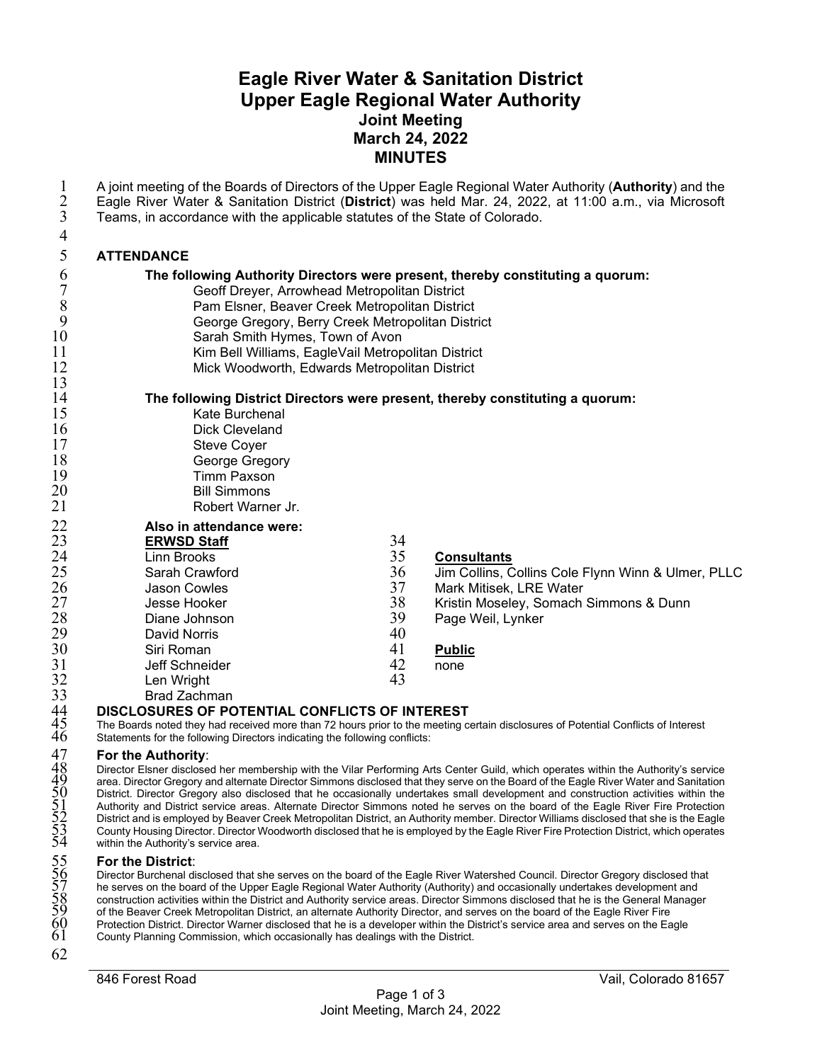# Eagle River Water & Sanitation District
# Upper Eagle Regional Water Authority
## Joint Meeting
## March 24, 2022
## MINUTES

A joint meeting of the Boards of Directors of the Upper Eagle Regional Water Authority (**Authority**) and the Eagle River Water & Sanitation District (**District**) was held Mar. 24, 2022, at 11:00 a.m., via Microsoft Teams, in accordance with the applicable statutes of the State of Colorado.

### ATTENDANCE

**The following Authority Directors were present, thereby constituting a quorum:**

- Geoff Dreyer, Arrowhead Metropolitan District
- Pam Elsner, Beaver Creek Metropolitan District
- George Gregory, Berry Creek Metropolitan District
- Sarah Smith Hymes, Town of Avon
- Kim Bell Williams, EagleVail Metropolitan District
- Mick Woodworth, Edwards Metropolitan District

**The following District Directors were present, thereby constituting a quorum:**

- Kate Burchenal
- Dick Cleveland
- Steve Coyer
- George Gregory
- Timm Paxson
- Bill Simmons
- Robert Warner Jr.

**Also in attendance were:**

**ERWSD Staff**

- Linn Brooks
- Sarah Crawford
- Jason Cowles
- Jesse Hooker
- Diane Johnson
- David Norris
- Siri Roman
- Jeff Schneider
- Len Wright
- Brad Zachman

**Consultants**

- Jim Collins, Collins Cole Flynn Winn & Ulmer, PLLC
- Mark Mitisek, LRE Water
- Kristin Moseley, Somach Simmons & Dunn
- Page Weil, Lynker

**Public**

none

### DISCLOSURES OF POTENTIAL CONFLICTS OF INTEREST

The Boards noted they had received more than 72 hours prior to the meeting certain disclosures of Potential Conflicts of Interest Statements for the following Directors indicating the following conflicts:

**For the Authority**:

Director Elsner disclosed her membership with the Vilar Performing Arts Center Guild, which operates within the Authority's service area. Director Gregory and alternate Director Simmons disclosed that they serve on the Board of the Eagle River Water and Sanitation District. Director Gregory also disclosed that he occasionally undertakes small development and construction activities within the Authority and District service areas. Alternate Director Simmons noted he serves on the board of the Eagle River Fire Protection District and is employed by Beaver Creek Metropolitan District, an Authority member. Director Williams disclosed that she is the Eagle County Housing Director. Director Woodworth disclosed that he is employed by the Eagle River Fire Protection District, which operates within the Authority's service area.

**For the District**:

Director Burchenal disclosed that she serves on the board of the Eagle River Watershed Council. Director Gregory disclosed that he serves on the board of the Upper Eagle Regional Water Authority (Authority) and occasionally undertakes development and construction activities within the District and Authority service areas. Director Simmons disclosed that he is the General Manager of the Beaver Creek Metropolitan District, an alternate Authority Director, and serves on the board of the Eagle River Fire Protection District. Director Warner disclosed that he is a developer within the District's service area and serves on the Eagle County Planning Commission, which occasionally has dealings with the District.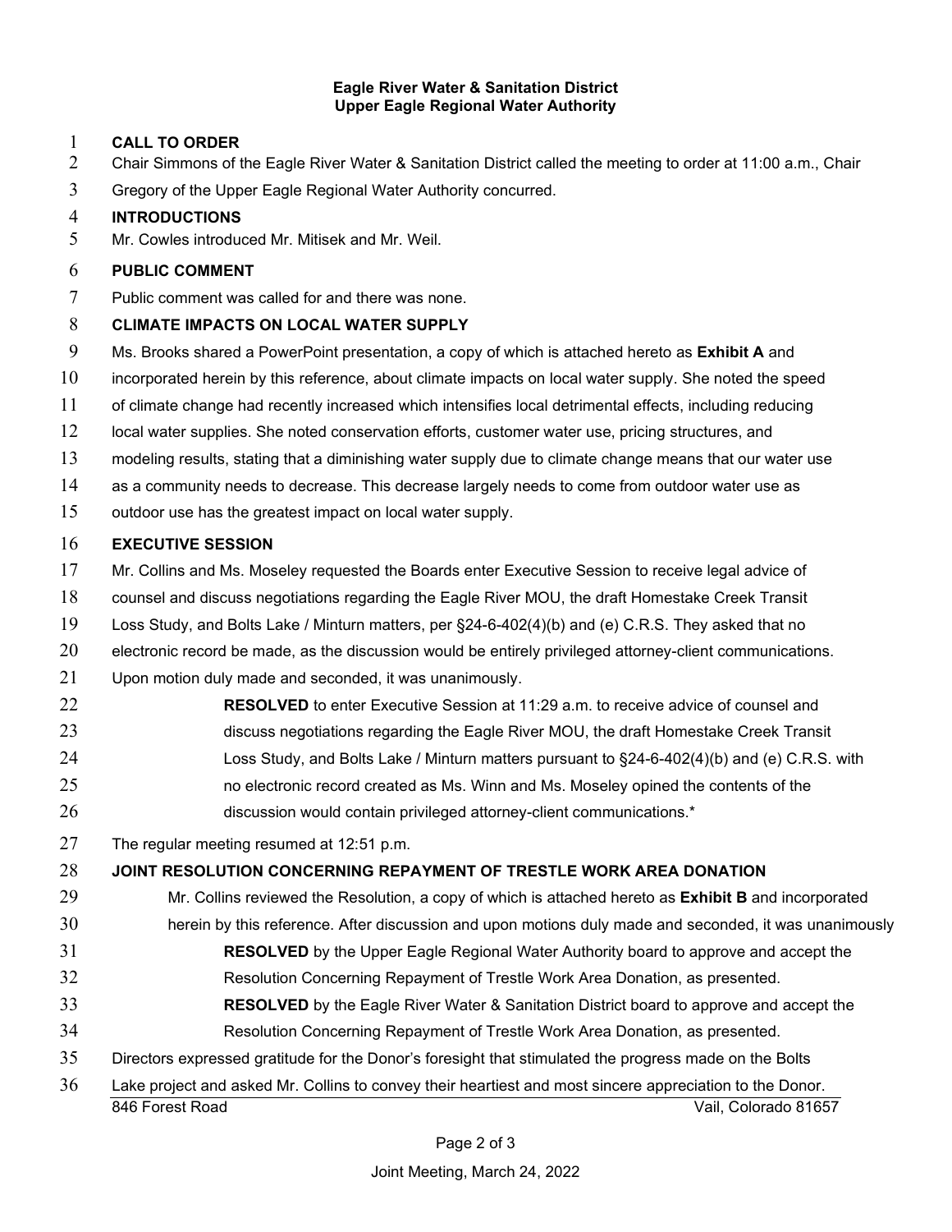**Eagle River Water & Sanitation District**
**Upper Eagle Regional Water Authority**

**CALL TO ORDER**

Chair Simmons of the Eagle River Water & Sanitation District called the meeting to order at 11:00 a.m., Chair Gregory of the Upper Eagle Regional Water Authority concurred.

**INTRODUCTIONS**

Mr. Cowles introduced Mr. Mitisek and Mr. Weil.

**PUBLIC COMMENT**

Public comment was called for and there was none.

**CLIMATE IMPACTS ON LOCAL WATER SUPPLY**

Ms. Brooks shared a PowerPoint presentation, a copy of which is attached hereto as **Exhibit A** and incorporated herein by this reference, about climate impacts on local water supply. She noted the speed of climate change had recently increased which intensifies local detrimental effects, including reducing local water supplies. She noted conservation efforts, customer water use, pricing structures, and modeling results, stating that a diminishing water supply due to climate change means that our water use as a community needs to decrease. This decrease largely needs to come from outdoor water use as outdoor use has the greatest impact on local water supply.

**EXECUTIVE SESSION**

Mr. Collins and Ms. Moseley requested the Boards enter Executive Session to receive legal advice of counsel and discuss negotiations regarding the Eagle River MOU, the draft Homestake Creek Transit Loss Study, and Bolts Lake / Minturn matters, per §24-6-402(4)(b) and (e) C.R.S. They asked that no electronic record be made, as the discussion would be entirely privileged attorney-client communications.

Upon motion duly made and seconded, it was unanimously.

> **RESOLVED** to enter Executive Session at 11:29 a.m. to receive advice of counsel and discuss negotiations regarding the Eagle River MOU, the draft Homestake Creek Transit Loss Study, and Bolts Lake / Minturn matters pursuant to §24-6-402(4)(b) and (e) C.R.S. with no electronic record created as Ms. Winn and Ms. Moseley opined the contents of the discussion would contain privileged attorney-client communications.*

The regular meeting resumed at 12:51 p.m.

**JOINT RESOLUTION CONCERNING REPAYMENT OF TRESTLE WORK AREA DONATION**

Mr. Collins reviewed the Resolution, a copy of which is attached hereto as **Exhibit B** and incorporated herein by this reference. After discussion and upon motions duly made and seconded, it was unanimously

> **RESOLVED** by the Upper Eagle Regional Water Authority board to approve and accept the Resolution Concerning Repayment of Trestle Work Area Donation, as presented.
>
> **RESOLVED** by the Eagle River Water & Sanitation District board to approve and accept the Resolution Concerning Repayment of Trestle Work Area Donation, as presented.

Directors expressed gratitude for the Donor's foresight that stimulated the progress made on the Bolts Lake project and asked Mr. Collins to convey their heartiest and most sincere appreciation to the Donor.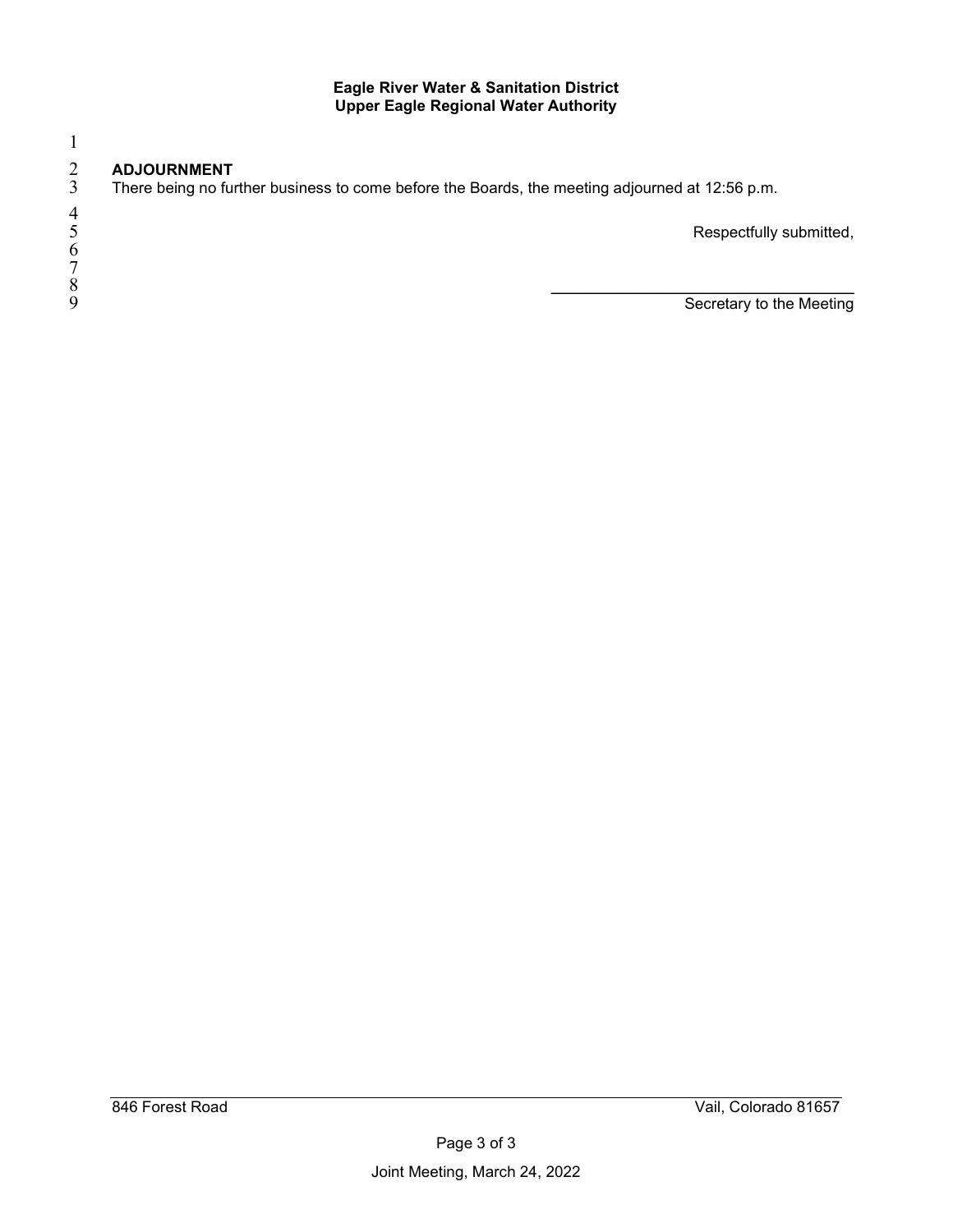## ADJOURNMENT

There being no further business to come before the Boards, the meeting adjourned at 12:56 p.m.

Respectfully submitted,

\_\_\_\_\_\_\_\_\_\_\_\_\_\_\_\_\_\_\_\_\_\_\_\_\_\_\_\_\_\_\_\_

Secretary to the Meeting